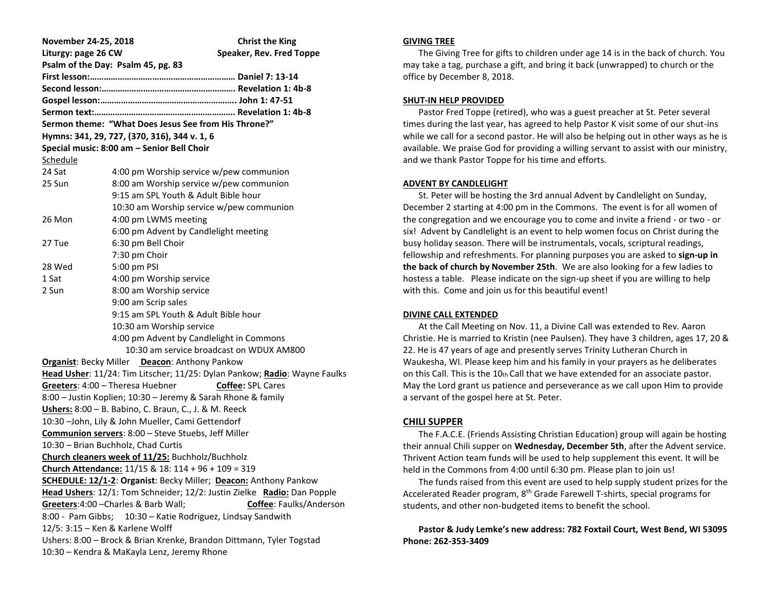**November 24-25, 2018** **Christ the King**

**Liturgy: page 26 CW** **Speaker, Rev. Fred Toppe**

**Psalm of the Day: Psalm 45, pg. 83**

**First lesson:……………………………………………………… Daniel 7: 13-14**

**Second lesson:…………………………………………………. Revelation 1: 4b-8**

**Gospel lesson:………………………………………………….. John 1: 47-51**

**Sermon text:……………………………………………………. Revelation 1: 4b-8**

**Sermon theme: "What Does Jesus See from His Throne?"**

**Hymns: 341, 29, 727, (370, 316), 344 v. 1, 6**

**Special music: 8:00 am – Senior Bell Choir**

Schedule

| | |
|---|---|
| 24 Sat | 4:00 pm Worship service w/pew communion |
| 25 Sun | 8:00 am Worship service w/pew communion |
| | 9:15 am SPL Youth & Adult Bible hour |
| | 10:30 am Worship service w/pew communion |
| 26 Mon | 4:00 pm LWMS meeting |
| | 6:00 pm Advent by Candlelight meeting |
| 27 Tue | 6:30 pm Bell Choir |
| | 7:30 pm Choir |
| 28 Wed | 5:00 pm PSI |
| 1 Sat | 4:00 pm Worship service |
| 2 Sun | 8:00 am Worship service |
| | 9:00 am Scrip sales |
| | 9:15 am SPL Youth & Adult Bible hour |
| | 10:30 am Worship service |
| | 4:00 pm Advent by Candlelight in Commons |
| | 10:30 am service broadcast on WDUX AM800 |

**Organist**: Becky Miller **Deacon**: Anthony Pankow

**Head Usher**: 11/24: Tim Litscher; 11/25: Dylan Pankow; **Radio**: Wayne Faulks

**Greeters**: 4:00 – Theresa Huebner **Coffee:** SPL Cares

8:00 – Justin Koplien; 10:30 – Jeremy & Sarah Rhone & family

**Ushers:** 8:00 – B. Babino, C. Braun, C., J. & M. Reeck

10:30 –John, Lily & John Mueller, Cami Gettendorf

**Communion servers**: 8:00 – Steve Stuebs, Jeff Miller

10:30 – Brian Buchholz, Chad Curtis

**Church cleaners week of 11/25:** Buchholz/Buchholz

**Church Attendance:** 11/15 & 18: 114 + 96 + 109 = 319

**SCHEDULE: 12/1-2**: **Organist**: Becky Miller; **Deacon:** Anthony Pankow

**Head Ushers**: 12/1: Tom Schneider; 12/2: Justin Zielke **Radio:** Dan Popple

**Greeters**:4:00 –Charles & Barb Wall; **Coffee**: Faulks/Anderson

8:00 - Pam Gibbs; 10:30 – Katie Rodriguez, Lindsay Sandwith

12/5: 3:15 – Ken & Karlene Wolff

Ushers: 8:00 – Brock & Brian Krenke, Brandon Dittmann, Tyler Togstad

10:30 – Kendra & MaKayla Lenz, Jeremy Rhone

## GIVING TREE

The Giving Tree for gifts to children under age 14 is in the back of church. You may take a tag, purchase a gift, and bring it back (unwrapped) to church or the office by December 8, 2018.

## SHUT-IN HELP PROVIDED

Pastor Fred Toppe (retired), who was a guest preacher at St. Peter several times during the last year, has agreed to help Pastor K visit some of our shut-ins while we call for a second pastor. He will also be helping out in other ways as he is available. We praise God for providing a willing servant to assist with our ministry, and we thank Pastor Toppe for his time and efforts.

## ADVENT BY CANDLELIGHT

St. Peter will be hosting the 3rd annual Advent by Candlelight on Sunday, December 2 starting at 4:00 pm in the Commons. The event is for all women of the congregation and we encourage you to come and invite a friend - or two - or six! Advent by Candlelight is an event to help women focus on Christ during the busy holiday season. There will be instrumentals, vocals, scriptural readings, fellowship and refreshments. For planning purposes you are asked to **sign-up in the back of church by November 25th**. We are also looking for a few ladies to hostess a table. Please indicate on the sign-up sheet if you are willing to help with this. Come and join us for this beautiful event!

## DIVINE CALL EXTENDED

At the Call Meeting on Nov. 11, a Divine Call was extended to Rev. Aaron Christie. He is married to Kristin (nee Paulsen). They have 3 children, ages 17, 20 & 22. He is 47 years of age and presently serves Trinity Lutheran Church in Waukesha, WI. Please keep him and his family in your prayers as he deliberates on this Call. This is the 10th Call that we have extended for an associate pastor. May the Lord grant us patience and perseverance as we call upon Him to provide a servant of the gospel here at St. Peter.

## CHILI SUPPER

The F.A.C.E. (Friends Assisting Christian Education) group will again be hosting their annual Chili supper on **Wednesday, December 5th**, after the Advent service. Thrivent Action team funds will be used to help supplement this event. It will be held in the Commons from 4:00 until 6:30 pm. Please plan to join us!

The funds raised from this event are used to help supply student prizes for the Accelerated Reader program, 8th Grade Farewell T-shirts, special programs for students, and other non-budgeted items to benefit the school.

**Pastor & Judy Lemke's new address: 782 Foxtail Court, West Bend, WI 53095 Phone: 262-353-3409**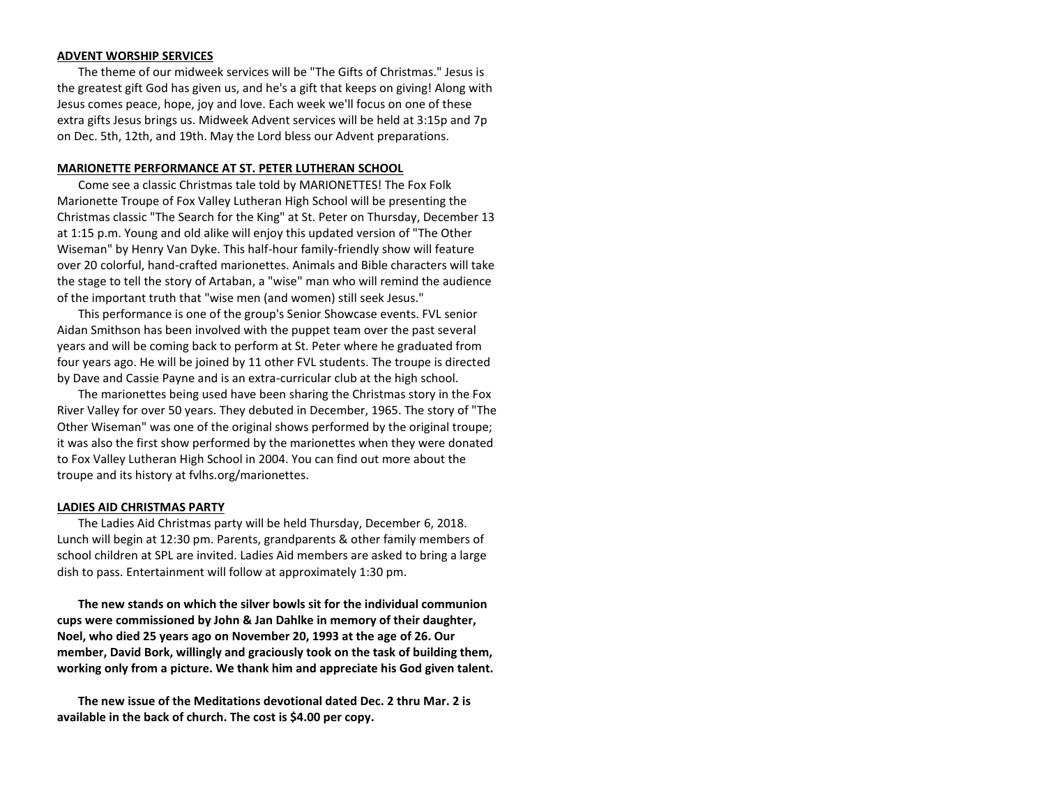## ADVENT WORSHIP SERVICES

The theme of our midweek services will be "The Gifts of Christmas." Jesus is the greatest gift God has given us, and he's a gift that keeps on giving! Along with Jesus comes peace, hope, joy and love. Each week we'll focus on one of these extra gifts Jesus brings us. Midweek Advent services will be held at 3:15p and 7p on Dec. 5th, 12th, and 19th. May the Lord bless our Advent preparations.

## MARIONETTE PERFORMANCE AT ST. PETER LUTHERAN SCHOOL

Come see a classic Christmas tale told by MARIONETTES! The Fox Folk Marionette Troupe of Fox Valley Lutheran High School will be presenting the Christmas classic "The Search for the King" at St. Peter on Thursday, December 13 at 1:15 p.m. Young and old alike will enjoy this updated version of "The Other Wiseman" by Henry Van Dyke. This half-hour family-friendly show will feature over 20 colorful, hand-crafted marionettes. Animals and Bible characters will take the stage to tell the story of Artaban, a "wise" man who will remind the audience of the important truth that "wise men (and women) still seek Jesus."

This performance is one of the group's Senior Showcase events. FVL senior Aidan Smithson has been involved with the puppet team over the past several years and will be coming back to perform at St. Peter where he graduated from four years ago. He will be joined by 11 other FVL students. The troupe is directed by Dave and Cassie Payne and is an extra-curricular club at the high school.

The marionettes being used have been sharing the Christmas story in the Fox River Valley for over 50 years. They debuted in December, 1965. The story of "The Other Wiseman" was one of the original shows performed by the original troupe; it was also the first show performed by the marionettes when they were donated to Fox Valley Lutheran High School in 2004. You can find out more about the troupe and its history at fvlhs.org/marionettes.

## LADIES AID CHRISTMAS PARTY

The Ladies Aid Christmas party will be held Thursday, December 6, 2018. Lunch will begin at 12:30 pm. Parents, grandparents & other family members of school children at SPL are invited. Ladies Aid members are asked to bring a large dish to pass. Entertainment will follow at approximately 1:30 pm.

**The new stands on which the silver bowls sit for the individual communion cups were commissioned by John & Jan Dahlke in memory of their daughter, Noel, who died 25 years ago on November 20, 1993 at the age of 26. Our member, David Bork, willingly and graciously took on the task of building them, working only from a picture. We thank him and appreciate his God given talent.**

**The new issue of the Meditations devotional dated Dec. 2 thru Mar. 2 is available in the back of church. The cost is $4.00 per copy.**